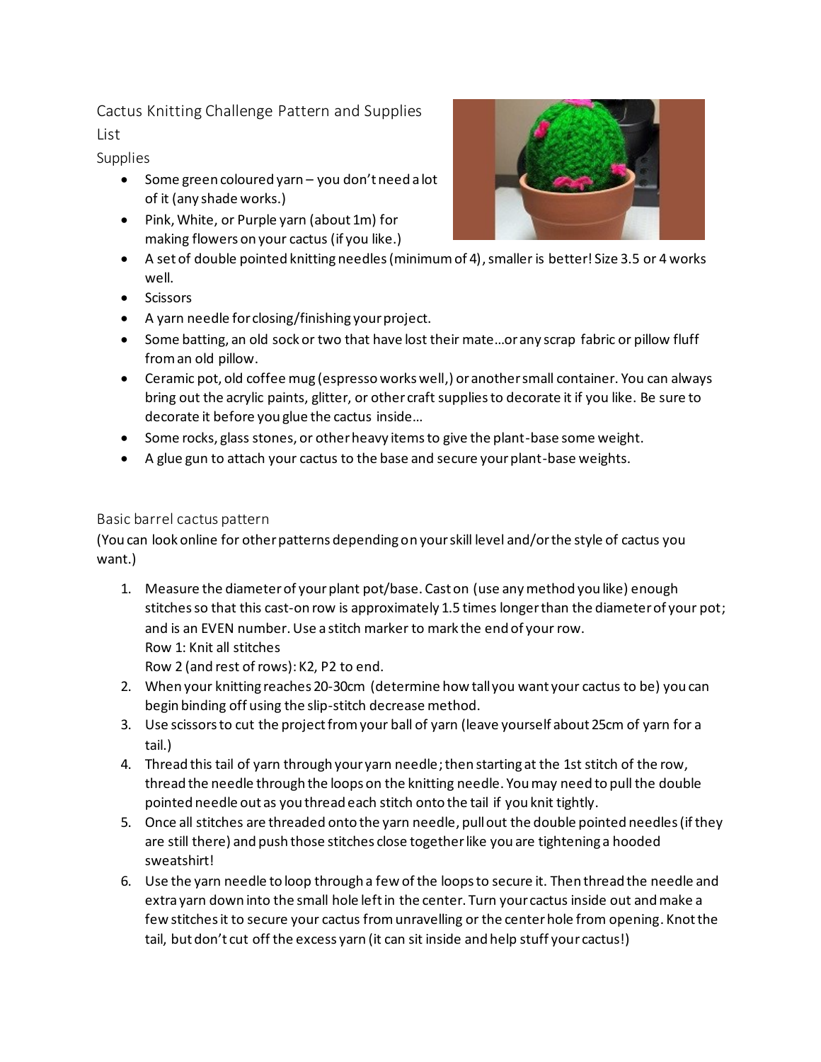# Cactus Knitting Challenge Pattern and Supplies List

## Supplies

- Some green coloured yarn – you don't need a lot of it (any shade works.)
- Pink, White, or Purple yarn (about 1m) for making flowers on your cactus (if you like.)
- A set of double pointed knitting needles (minimum of 4), smaller is better! Size 3.5 or 4 works well.
- Scissors
- A yarn needle for closing/finishing your project.
- Some batting, an old sock or two that have lost their mate…or any scrap fabric or pillow fluff from an old pillow.
- Ceramic pot, old coffee mug (espresso works well,) or another small container. You can always bring out the acrylic paints, glitter, or other craft supplies to decorate it if you like. Be sure to decorate it before you glue the cactus inside…
- Some rocks, glass stones, or other heavy items to give the plant-base some weight.
- A glue gun to attach your cactus to the base and secure your plant-base weights.

## Basic barrel cactus pattern

(You can look online for other patterns depending on your skill level and/or the style of cactus you want.)

1. Measure the diameter of your plant pot/base. Cast on (use any method you like) enough stitches so that this cast-on row is approximately 1.5 times longer than the diameter of your pot; and is an EVEN number. Use a stitch marker to mark the end of your row.
   Row 1: Knit all stitches
   Row 2 (and rest of rows): K2, P2 to end.
2. When your knitting reaches 20-30cm (determine how tall you want your cactus to be) you can begin binding off using the slip-stitch decrease method.
3. Use scissors to cut the project from your ball of yarn (leave yourself about 25cm of yarn for a tail.)
4. Thread this tail of yarn through your yarn needle; then starting at the 1st stitch of the row, thread the needle through the loops on the knitting needle. You may need to pull the double pointed needle out as you thread each stitch onto the tail if you knit tightly.
5. Once all stitches are threaded onto the yarn needle, pull out the double pointed needles (if they are still there) and push those stitches close together like you are tightening a hooded sweatshirt!
6. Use the yarn needle to loop through a few of the loops to secure it. Then thread the needle and extra yarn down into the small hole left in the center. Turn your cactus inside out and make a few stitches it to secure your cactus from unravelling or the center hole from opening. Knot the tail, but don't cut off the excess yarn (it can sit inside and help stuff your cactus!)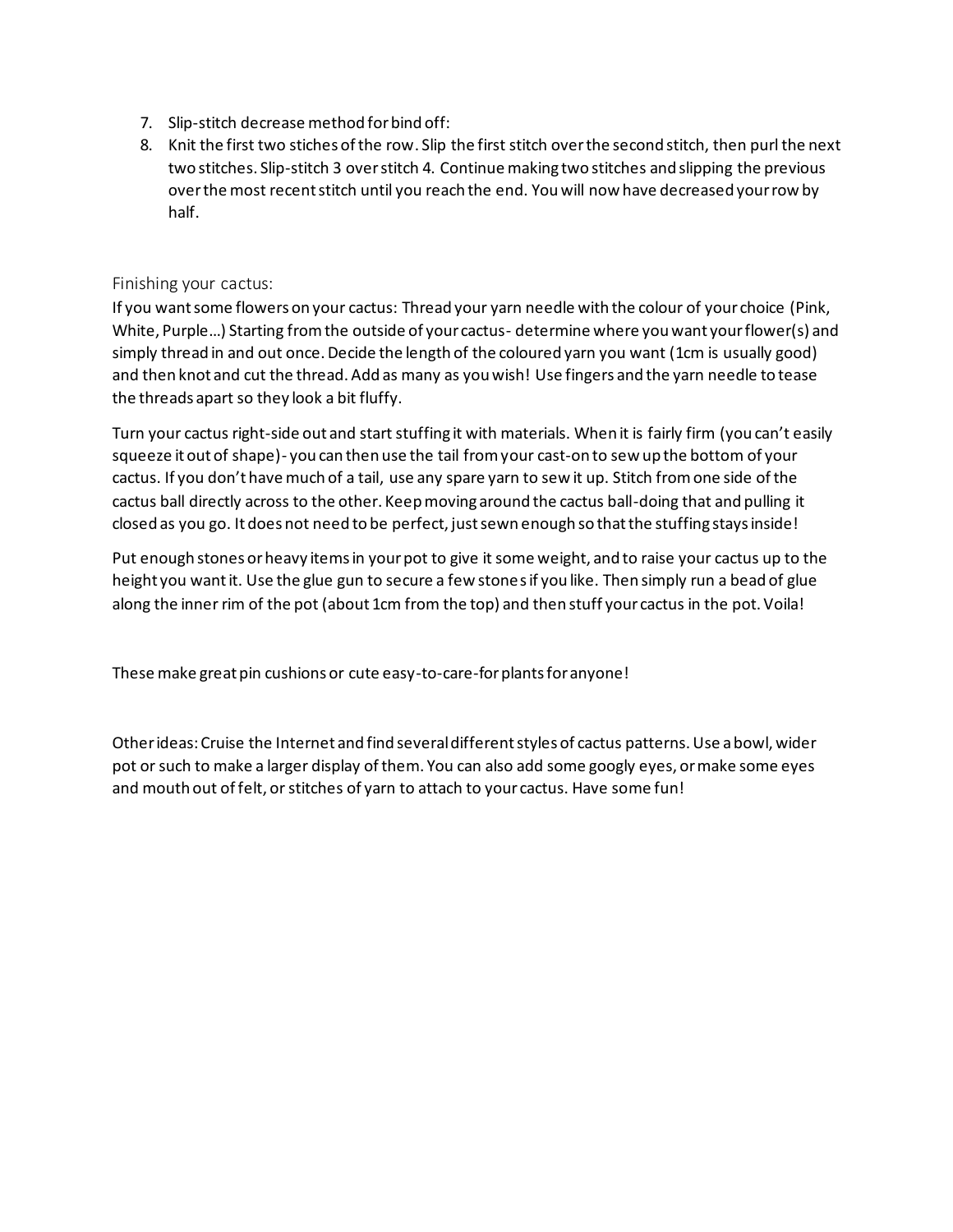7. Slip-stitch decrease method for bind off:
8. Knit the first two stiches of the row. Slip the first stitch over the second stitch, then purl the next two stitches. Slip-stitch 3 over stitch 4. Continue making two stitches and slipping the previous over the most recent stitch until you reach the end. You will now have decreased your row by half.

## Finishing your cactus:

If you want some flowers on your cactus: Thread your yarn needle with the colour of your choice (Pink, White, Purple…) Starting from the outside of your cactus- determine where you want your flower(s) and simply thread in and out once. Decide the length of the coloured yarn you want (1cm is usually good) and then knot and cut the thread. Add as many as you wish! Use fingers and the yarn needle to tease the threads apart so they look a bit fluffy.

Turn your cactus right-side out and start stuffing it with materials. When it is fairly firm (you can't easily squeeze it out of shape)- you can then use the tail from your cast-on to sew up the bottom of your cactus. If you don't have much of a tail, use any spare yarn to sew it up. Stitch from one side of the cactus ball directly across to the other. Keep moving around the cactus ball-doing that and pulling it closed as you go. It does not need to be perfect, just sewn enough so that the stuffing stays inside!

Put enough stones or heavy items in your pot to give it some weight, and to raise your cactus up to the height you want it. Use the glue gun to secure a few stones if you like. Then simply run a bead of glue along the inner rim of the pot (about 1cm from the top) and then stuff your cactus in the pot. Voila!

These make great pin cushions or cute easy-to-care-for plants for anyone!

Other ideas: Cruise the Internet and find several different styles of cactus patterns. Use a bowl, wider pot or such to make a larger display of them. You can also add some googly eyes, or make some eyes and mouth out of felt, or stitches of yarn to attach to your cactus. Have some fun!